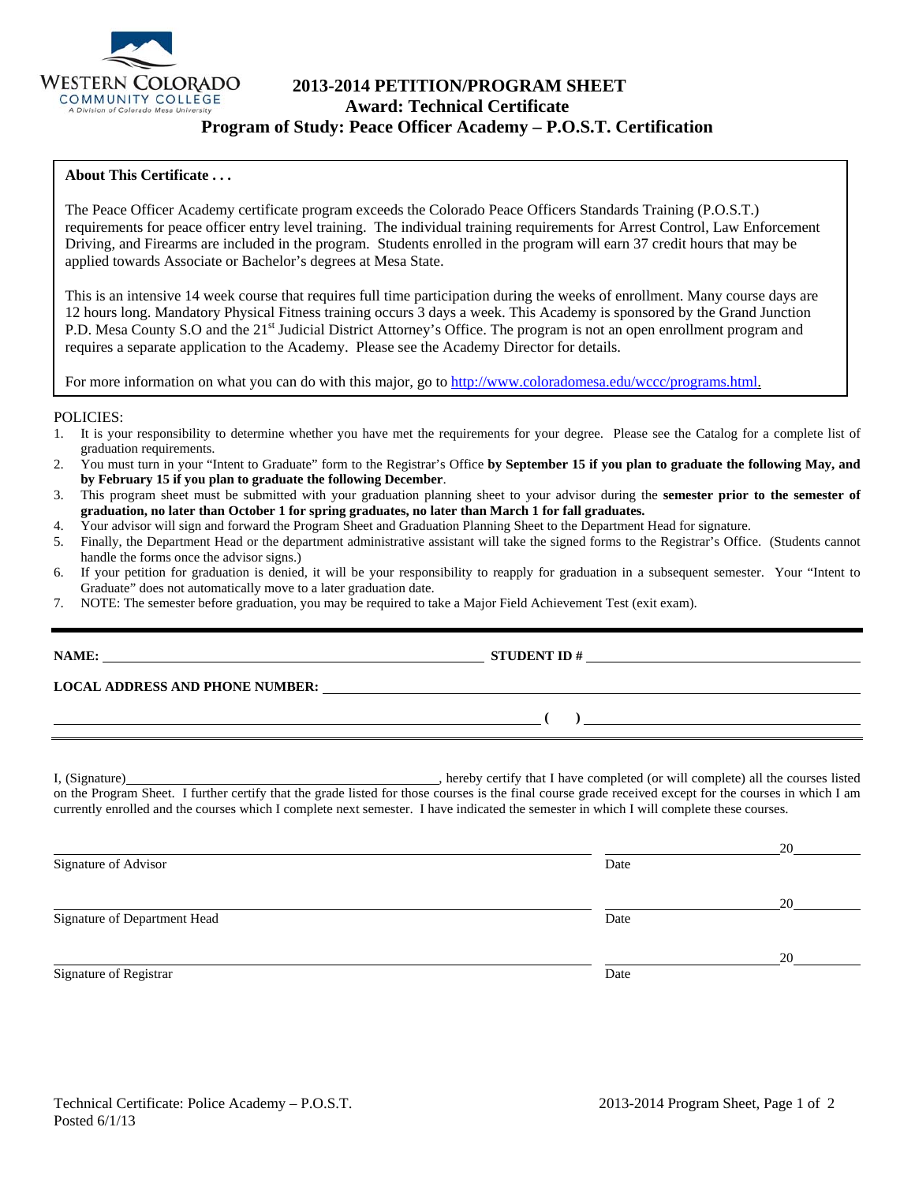WESTERN COLORADO COMMUNITY COLLEGE
A Division of Colorado Mesa University

# 2013-2014 PETITION/PROGRAM SHEET
## Award: Technical Certificate
## Program of Study: Peace Officer Academy – P.O.S.T. Certification

**About This Certificate . . .**

The Peace Officer Academy certificate program exceeds the Colorado Peace Officers Standards Training (P.O.S.T.) requirements for peace officer entry level training. The individual training requirements for Arrest Control, Law Enforcement Driving, and Firearms are included in the program. Students enrolled in the program will earn 37 credit hours that may be applied towards Associate or Bachelor's degrees at Mesa State.

This is an intensive 14 week course that requires full time participation during the weeks of enrollment. Many course days are 12 hours long. Mandatory Physical Fitness training occurs 3 days a week. This Academy is sponsored by the Grand Junction P.D. Mesa County S.O and the 21st Judicial District Attorney's Office. The program is not an open enrollment program and requires a separate application to the Academy. Please see the Academy Director for details.

For more information on what you can do with this major, go to http://www.coloradomesa.edu/wccc/programs.html.

POLICIES:

1. It is your responsibility to determine whether you have met the requirements for your degree. Please see the Catalog for a complete list of graduation requirements.
2. You must turn in your "Intent to Graduate" form to the Registrar's Office **by September 15 if you plan to graduate the following May, and by February 15 if you plan to graduate the following December**.
3. This program sheet must be submitted with your graduation planning sheet to your advisor during the **semester prior to the semester of graduation, no later than October 1 for spring graduates, no later than March 1 for fall graduates.**
4. Your advisor will sign and forward the Program Sheet and Graduation Planning Sheet to the Department Head for signature.
5. Finally, the Department Head or the department administrative assistant will take the signed forms to the Registrar's Office. (Students cannot handle the forms once the advisor signs.)
6. If your petition for graduation is denied, it will be your responsibility to reapply for graduation in a subsequent semester. Your "Intent to Graduate" does not automatically move to a later graduation date.
7. NOTE: The semester before graduation, you may be required to take a Major Field Achievement Test (exit exam).

---

**NAME:** ______________________________ **STUDENT ID #** ______________________________

**LOCAL ADDRESS AND PHONE NUMBER:** ______________________________

______________________________ **(     )** ______________________________

I, (Signature)______________________________, hereby certify that I have completed (or will complete) all the courses listed on the Program Sheet. I further certify that the grade listed for those courses is the final course grade received except for the courses in which I am currently enrolled and the courses which I complete next semester. I have indicated the semester in which I will complete these courses.

______________________________ ______________ 20______
Signature of Advisor  Date

______________________________ ______________ 20______
Signature of Department Head  Date

______________________________ ______________ 20______
Signature of Registrar  Date

Technical Certificate: Police Academy – P.O.S.T.
Posted 6/1/13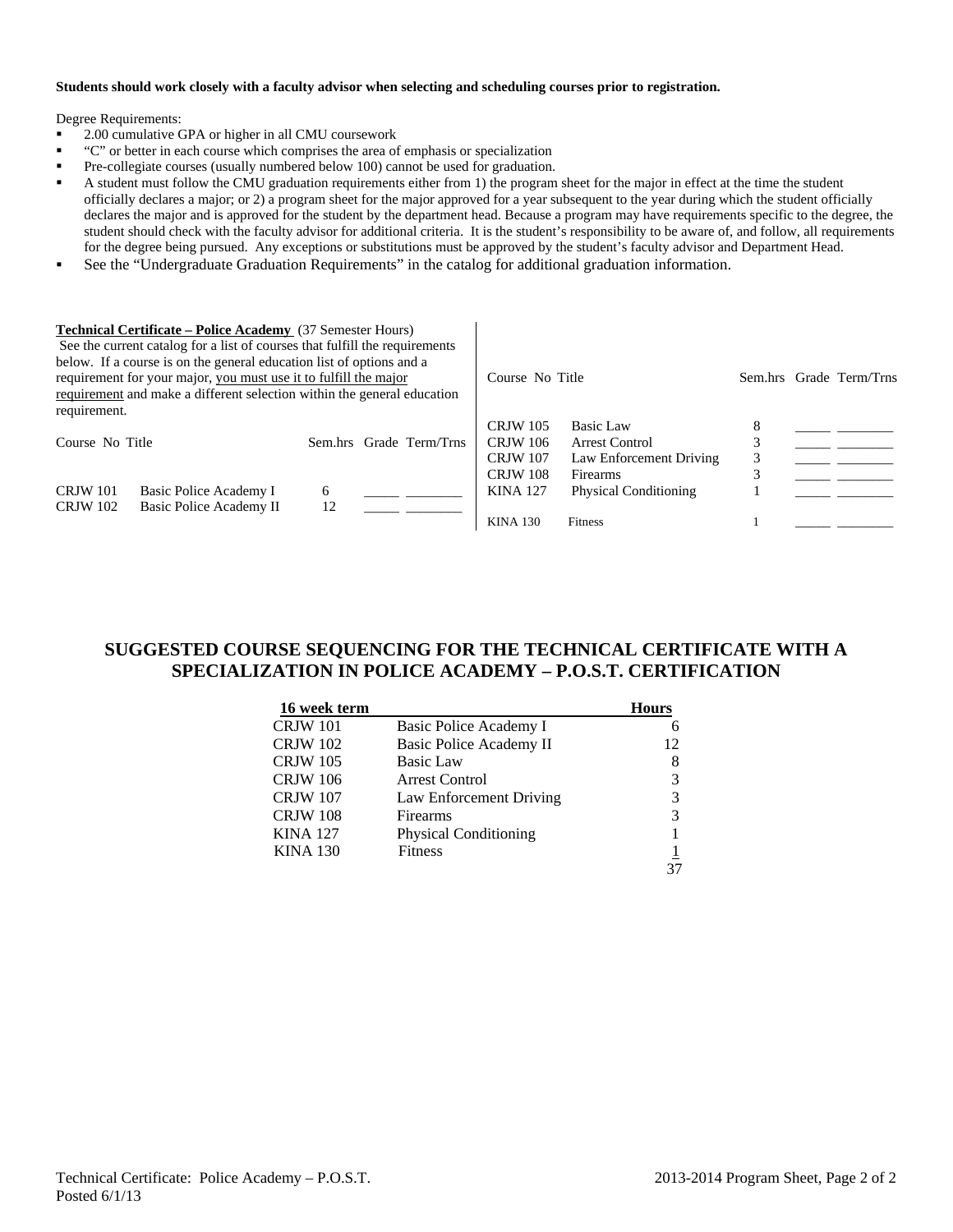**Students should work closely with a faculty advisor when selecting and scheduling courses prior to registration.**

Degree Requirements:

- 2.00 cumulative GPA or higher in all CMU coursework
- "C" or better in each course which comprises the area of emphasis or specialization
- Pre-collegiate courses (usually numbered below 100) cannot be used for graduation.
- A student must follow the CMU graduation requirements either from 1) the program sheet for the major in effect at the time the student officially declares a major; or 2) a program sheet for the major approved for a year subsequent to the year during which the student officially declares the major and is approved for the student by the department head. Because a program may have requirements specific to the degree, the student should check with the faculty advisor for additional criteria. It is the student's responsibility to be aware of, and follow, all requirements for the degree being pursued. Any exceptions or substitutions must be approved by the student's faculty advisor and Department Head.
- See the "Undergraduate Graduation Requirements" in the catalog for additional graduation information.

**Technical Certificate – Police Academy** (37 Semester Hours)

See the current catalog for a list of courses that fulfill the requirements below. If a course is on the general education list of options and a requirement for your major, you must use it to fulfill the major requirement and make a different selection within the general education requirement.

| Course No | Title | Sem.hrs | Grade | Term/Trns |
|---|---|---|---|---|
| CRJW 101 | Basic Police Academy I | 6 | _____ | ________ |
| CRJW 102 | Basic Police Academy II | 12 | _____ | ________ |
| CRJW 105 | Basic Law | 8 | _____ | ________ |
| CRJW 106 | Arrest Control | 3 | _____ | ________ |
| CRJW 107 | Law Enforcement Driving | 3 | _____ | ________ |
| CRJW 108 | Firearms | 3 | _____ | ________ |
| KINA 127 | Physical Conditioning | 1 | _____ | ________ |
| KINA 130 | Fitness | 1 | _____ | ________ |

## SUGGESTED COURSE SEQUENCING FOR THE TECHNICAL CERTIFICATE WITH A SPECIALIZATION IN POLICE ACADEMY – P.O.S.T. CERTIFICATION

| 16 week term | | Hours |
|---|---|---|
| CRJW 101 | Basic Police Academy I | 6 |
| CRJW 102 | Basic Police Academy II | 12 |
| CRJW 105 | Basic Law | 8 |
| CRJW 106 | Arrest Control | 3 |
| CRJW 107 | Law Enforcement Driving | 3 |
| CRJW 108 | Firearms | 3 |
| KINA 127 | Physical Conditioning | 1 |
| KINA 130 | Fitness | 1 |
| | | 37 |

Technical Certificate: Police Academy – P.O.S.T.
Posted 6/1/13